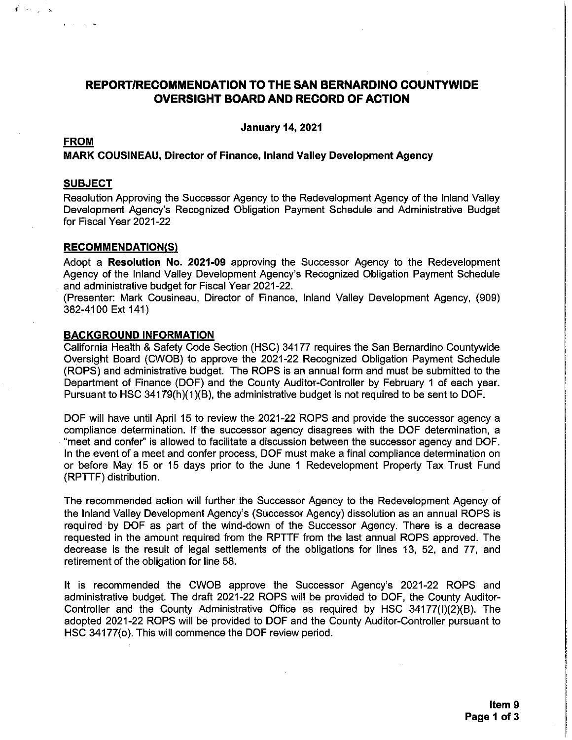# REPORT/RECOMMENDATION TO THE SAN BERNARDINO COUNTYWIDE OVERSIGHT BOARD AND RECORD OF ACTION

**January 14, 2021**

## FROM

**MARK COUSINEAU, Director of Finance, Inland Valley Development Agency**

## SUBJECT

Resolution Approving the Successor Agency to the Redevelopment Agency of the Inland Valley Development Agency's Recognized Obligation Payment Schedule and Administrative Budget for Fiscal Year 2021-22

## RECOMMENDATION(S)

Adopt a **Resolution No. 2021-09** approving the Successor Agency to the Redevelopment Agency of the Inland Valley Development Agency's Recognized Obligation Payment Schedule and administrative budget for Fiscal Year 2021-22.

(Presenter: Mark Cousineau, Director of Finance, Inland Valley Development Agency, (909) 382-4100 Ext 141)

## BACKGROUND INFORMATION

California Health & Safety Code Section (HSC) 34177 requires the San Bernardino Countywide Oversight Board (CWOB) to approve the 2021-22 Recognized Obligation Payment Schedule (ROPS) and administrative budget. The ROPS is an annual form and must be submitted to the Department of Finance (DOF) and the County Auditor-Controller by February 1 of each year. Pursuant to HSC 34179(h)(1)(B), the administrative budget is not required to be sent to DOF.

DOF will have until April 15 to review the 2021-22 ROPS and provide the successor agency a compliance determination. If the successor agency disagrees with the DOF determination, a "meet and confer" is allowed to facilitate a discussion between the successor agency and DOF. In the event of a meet and confer process, DOF must make a final compliance determination on or before May 15 or 15 days prior to the June 1 Redevelopment Property Tax Trust Fund (RPTTF) distribution.

The recommended action will further the Successor Agency to the Redevelopment Agency of the Inland Valley Development Agency's (Successor Agency) dissolution as an annual ROPS is required by DOF as part of the wind-down of the Successor Agency. There is a decrease requested in the amount required from the RPTTF from the last annual ROPS approved. The decrease is the result of legal settlements of the obligations for lines 13, 52, and 77, and retirement of the obligation for line 58.

It is recommended the CWOB approve the Successor Agency's 2021-22 ROPS and administrative budget. The draft 2021-22 ROPS will be provided to DOF, the County Auditor-Controller and the County Administrative Office as required by HSC 34177(l)(2)(B). The adopted 2021-22 ROPS will be provided to DOF and the County Auditor-Controller pursuant to HSC 34177(o). This will commence the DOF review period.

**Item 9**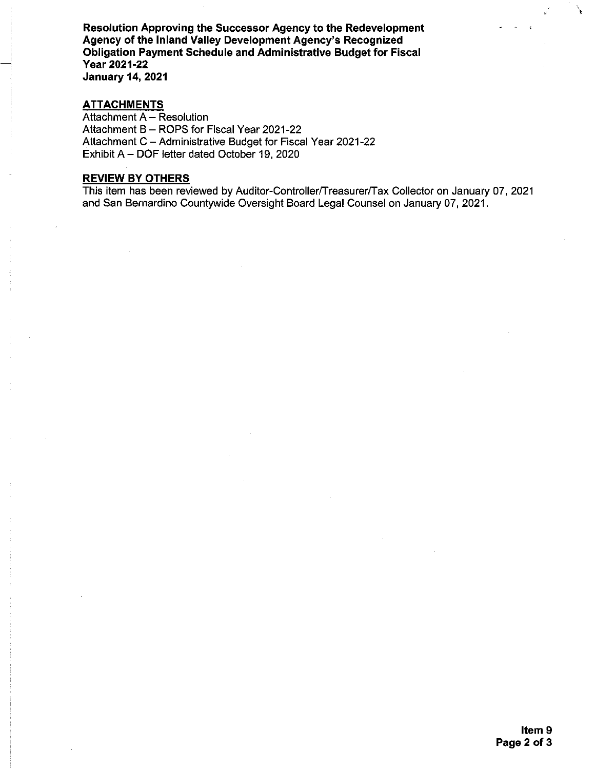**Resolution Approving the Successor Agency to the Redevelopment Agency of the Inland Valley Development Agency's Recognized Obligation Payment Schedule and Administrative Budget for Fiscal Year 2021-22**
**January 14, 2021**

## ATTACHMENTS

Attachment A – Resolution
Attachment B – ROPS for Fiscal Year 2021-22
Attachment C – Administrative Budget for Fiscal Year 2021-22
Exhibit A – DOF letter dated October 19, 2020

## REVIEW BY OTHERS

This item has been reviewed by Auditor-Controller/Treasurer/Tax Collector on January 07, 2021 and San Bernardino Countywide Oversight Board Legal Counsel on January 07, 2021.

**Item 9**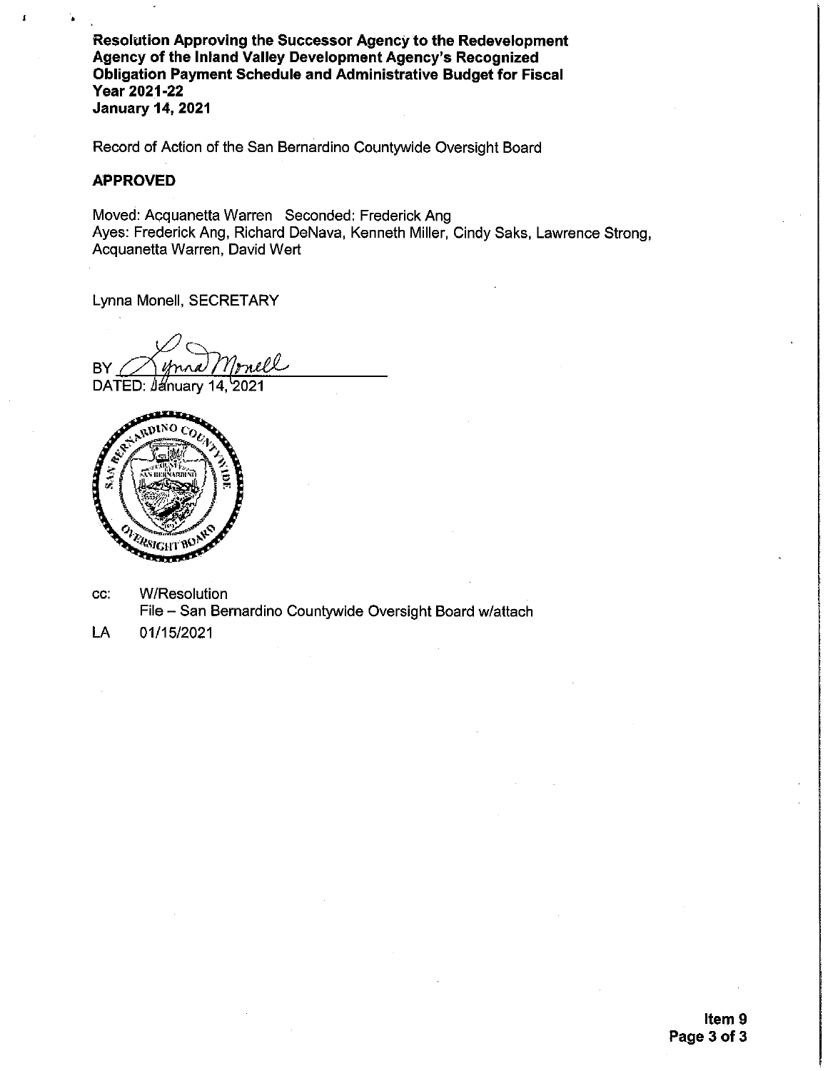**Resolution Approving the Successor Agency to the Redevelopment Agency of the Inland Valley Development Agency's Recognized Obligation Payment Schedule and Administrative Budget for Fiscal Year 2021-22**
**January 14, 2021**

Record of Action of the San Bernardino Countywide Oversight Board

**APPROVED**

Moved: Acquanetta Warren Seconded: Frederick Ang
Ayes: Frederick Ang, Richard DeNava, Kenneth Miller, Cindy Saks, Lawrence Strong, Acquanetta Warren, David Wert

Lynna Monell, SECRETARY

BY ______________________
DATED: January 14, 2021

cc: W/Resolution
File – San Bernardino Countywide Oversight Board w/attach

LA 01/15/2021

**Item 9**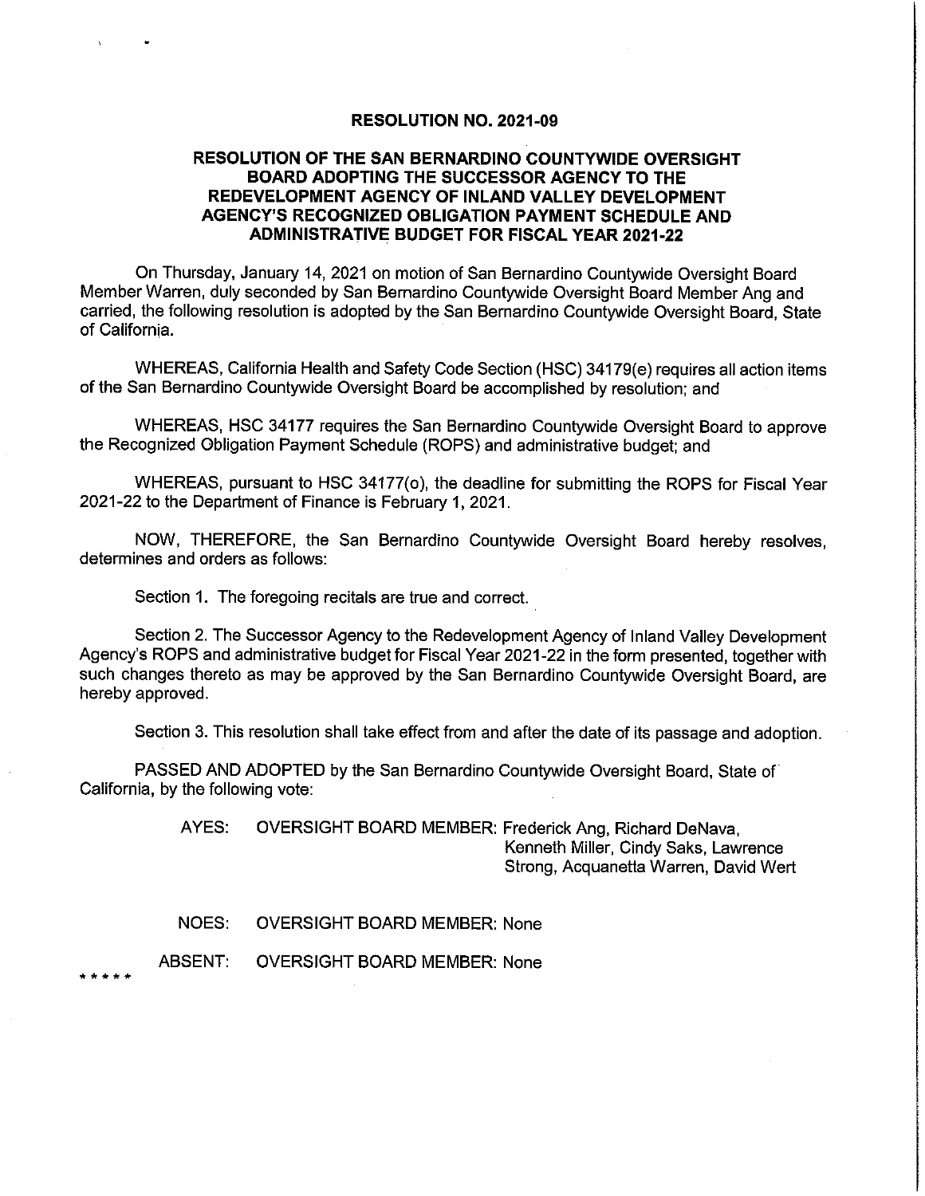# RESOLUTION NO. 2021-09

## RESOLUTION OF THE SAN BERNARDINO COUNTYWIDE OVERSIGHT BOARD ADOPTING THE SUCCESSOR AGENCY TO THE REDEVELOPMENT AGENCY OF INLAND VALLEY DEVELOPMENT AGENCY'S RECOGNIZED OBLIGATION PAYMENT SCHEDULE AND ADMINISTRATIVE BUDGET FOR FISCAL YEAR 2021-22

On Thursday, January 14, 2021 on motion of San Bernardino Countywide Oversight Board Member Warren, duly seconded by San Bernardino Countywide Oversight Board Member Ang and carried, the following resolution is adopted by the San Bernardino Countywide Oversight Board, State of California.

WHEREAS, California Health and Safety Code Section (HSC) 34179(e) requires all action items of the San Bernardino Countywide Oversight Board be accomplished by resolution; and

WHEREAS, HSC 34177 requires the San Bernardino Countywide Oversight Board to approve the Recognized Obligation Payment Schedule (ROPS) and administrative budget; and

WHEREAS, pursuant to HSC 34177(o), the deadline for submitting the ROPS for Fiscal Year 2021-22 to the Department of Finance is February 1, 2021.

NOW, THEREFORE, the San Bernardino Countywide Oversight Board hereby resolves, determines and orders as follows:

Section 1. The foregoing recitals are true and correct.

Section 2. The Successor Agency to the Redevelopment Agency of Inland Valley Development Agency's ROPS and administrative budget for Fiscal Year 2021-22 in the form presented, together with such changes thereto as may be approved by the San Bernardino Countywide Oversight Board, are hereby approved.

Section 3. This resolution shall take effect from and after the date of its passage and adoption.

PASSED AND ADOPTED by the San Bernardino Countywide Oversight Board, State of California, by the following vote:

AYES: OVERSIGHT BOARD MEMBER: Frederick Ang, Richard DeNava, Kenneth Miller, Cindy Saks, Lawrence Strong, Acquanetta Warren, David Wert

NOES: OVERSIGHT BOARD MEMBER: None

ABSENT: OVERSIGHT BOARD MEMBER: None

* * * * *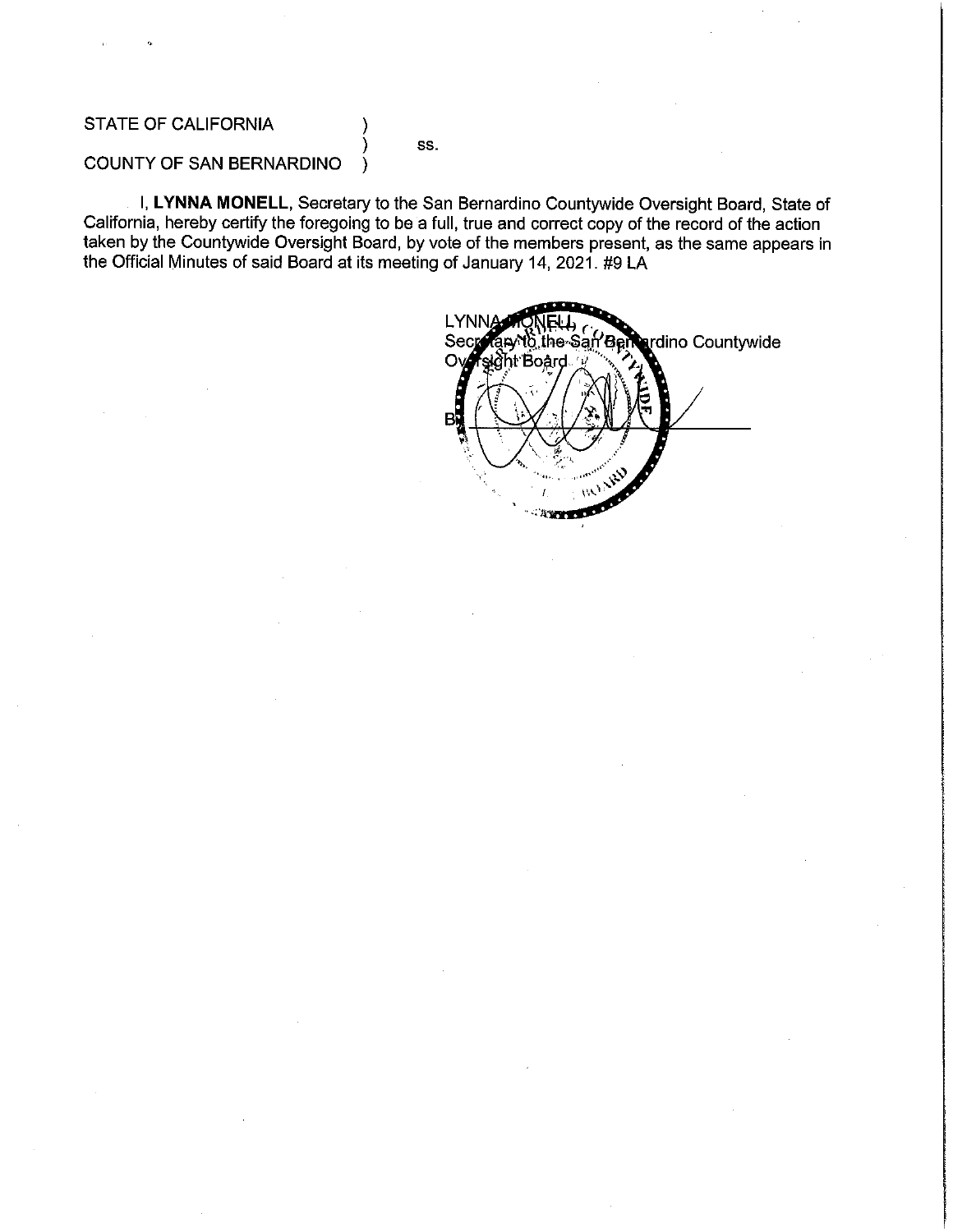STATE OF CALIFORNIA )
                                        ) ss.
COUNTY OF SAN BERNARDINO )

I, **LYNNA MONELL**, Secretary to the San Bernardino Countywide Oversight Board, State of California, hereby certify the foregoing to be a full, true and correct copy of the record of the action taken by the Countywide Oversight Board, by vote of the members present, as the same appears in the Official Minutes of said Board at its meeting of January 14, 2021. #9 LA

LYNNA MONELL,
Secretary to the San Bernardino Countywide Oversight Board

By ______________________________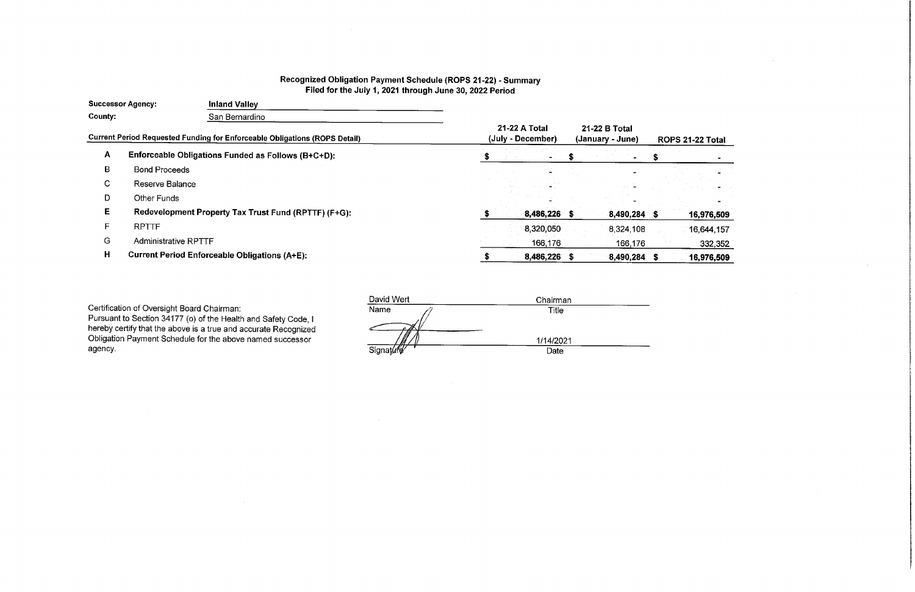## Recognized Obligation Payment Schedule (ROPS 21-22) - Summary
### Filed for the July 1, 2021 through June 30, 2022 Period

**Successor Agency:** **Inland Valley**

**County:** San Bernardino

| | Current Period Requested Funding for Enforceable Obligations (ROPS Detail) | 21-22 A Total (July - December) | 21-22 B Total (January - June) | ROPS 21-22 Total |
|---|---|---|---|---|
| **A** | **Enforceable Obligations Funded as Follows (B+C+D):** | $ - | $ - | $ - |
| B | Bond Proceeds | - | - | - |
| C | Reserve Balance | - | - | - |
| D | Other Funds | - | - | - |
| **E** | **Redevelopment Property Tax Trust Fund (RPTTF) (F+G):** | **$ 8,486,226** | **$ 8,490,284** | **$ 16,976,509** |
| F | RPTTF | 8,320,050 | 8,324,108 | 16,644,157 |
| G | Administrative RPTTF | 166,176 | 166,176 | 332,352 |
| **H** | **Current Period Enforceable Obligations (A+E):** | **$ 8,486,226** | **$ 8,490,284** | **$ 16,976,509** |

Certification of Oversight Board Chairman:
Pursuant to Section 34177 (o) of the Health and Safety Code, I hereby certify that the above is a true and accurate Recognized Obligation Payment Schedule for the above named successor agency.

| David Wert | Chairman |
|---|---|
| Name | Title |
| /s/ | 1/14/2021 |
| Signature | Date |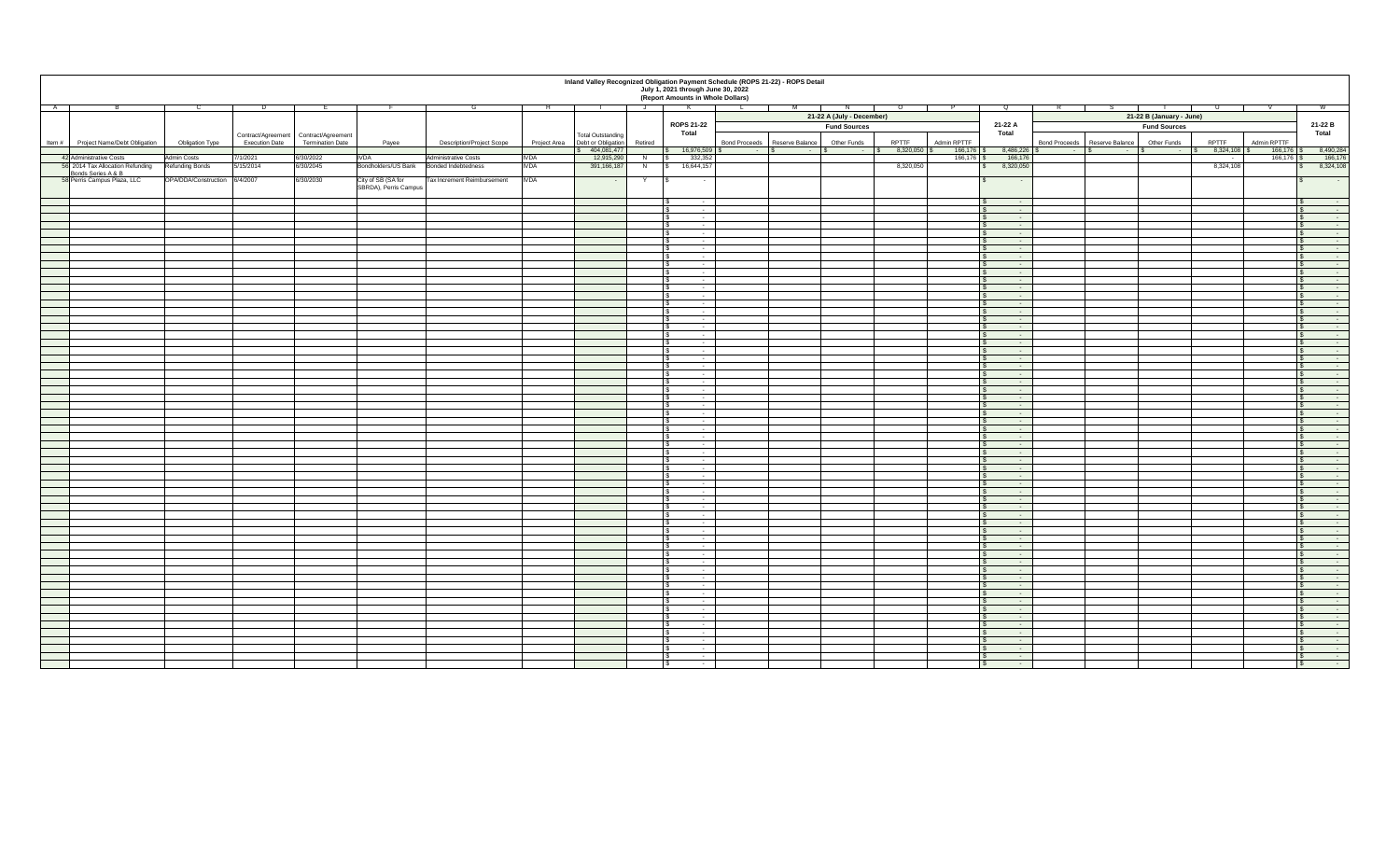# Inland Valley Recognized Obligation Payment Schedule (ROPS 21-22) - ROPS Detail
## July 1, 2021 through June 30, 2022
### (Report Amounts in Whole Dollars)

| A | B | C | D | E | F | G | H | I | J | K | L | M | N | O | P | Q | R | S | T | U | V | W |
|---|---|---|---|---|---|---|---|---|---|---|---|---|---|---|---|---|---|---|---|---|---|---|
| | | | | | | | | | | | 21-22 A (July - December) | | | | | | 21-22 B (January - June) | | | | | |
| | | | | | | | | | | ROPS 21-22 Total | Fund Sources | | | | | 21-22 A Total | Fund Sources | | | | | 21-22 B Total |
| Item # | Project Name/Debt Obligation | Obligation Type | Contract/Agreement Execution Date | Contract/Agreement Termination Date | Payee | Description/Project Scope | Project Area | Total Outstanding Debt or Obligation | Retired | | Bond Proceeds | Reserve Balance | Other Funds | RPTTF | Admin RPTTF | | Bond Proceeds | Reserve Balance | Other Funds | RPTTF | Admin RPTTF | |
| | | | | | | | | $ 404,081,477 | | $ 16,976,509 | $ - | $ - | $ - | $ 8,320,050 | $ 166,176 | $ 8,486,226 | $ - | $ - | $ - | $ 8,324,108 | $ 166,176 | $ 8,490,284 |
| 42 | Administrative Costs | Admin Costs | 7/1/2021 | 6/30/2022 | IVDA | Administrative Costs | IVDA | 12,915,290 | N | $ 332,352 | | | | | 166,176 | $ 166,176 | | | | - | 166,176 | $ 166,176 |
| 56 | 2014 Tax Allocation Refunding Bonds Series A & B | Refunding Bonds | 5/15/2014 | 6/30/2045 | Bondholders/US Bank | Bonded Indebtedness | IVDA | 391,166,187 | N | $ 16,644,157 | | | | 8,320,050 | | $ 8,320,050 | | | | 8,324,108 | | $ 8,324,108 |
| 58 | Perris Campus Plaza, LLC | OPA/DDA/Construction | 6/4/2007 | 6/30/2030 | City of SB (SA for SBRDA), Perris Campus | Tax Increment Reimbursement | IVDA | - | Y | $ - | | | | | | $ - | | | | | | $ - |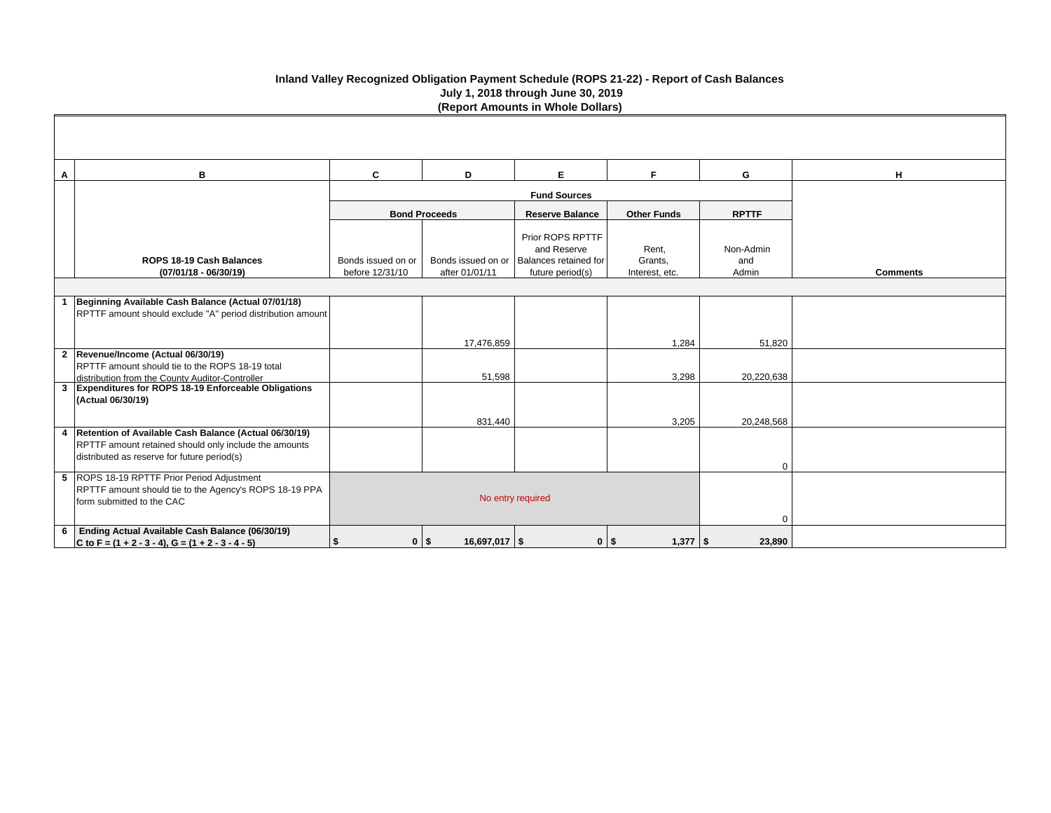# Inland Valley Recognized Obligation Payment Schedule (ROPS 21-22) - Report of Cash Balances

## July 1, 2018 through June 30, 2019

### (Report Amounts in Whole Dollars)

| A | B | C | D | E | F | G | H |
|---|---|---|---|---|---|---|---|
| | | **Fund Sources** | | | | | |
| | | **Bond Proceeds** | | **Reserve Balance** | **Other Funds** | **RPTTF** | |
| | **ROPS 18-19 Cash Balances (07/01/18 - 06/30/19)** | Bonds issued on or before 12/31/10 | Bonds issued on or after 01/01/11 | Prior ROPS RPTTF and Reserve Balances retained for future period(s) | Rent, Grants, Interest, etc. | Non-Admin and Admin | **Comments** |
| 1 | **Beginning Available Cash Balance (Actual 07/01/18)** RPTTF amount should exclude "A" period distribution amount | | 17,476,859 | | 1,284 | 51,820 | |
| 2 | **Revenue/Income (Actual 06/30/19)** RPTTF amount should tie to the ROPS 18-19 total distribution from the County Auditor-Controller | | 51,598 | | 3,298 | 20,220,638 | |
| 3 | **Expenditures for ROPS 18-19 Enforceable Obligations (Actual 06/30/19)** | | 831,440 | | 3,205 | 20,248,568 | |
| 4 | **Retention of Available Cash Balance (Actual 06/30/19)** RPTTF amount retained should only include the amounts distributed as reserve for future period(s) | | | | | 0 | |
| 5 | ROPS 18-19 RPTTF Prior Period Adjustment RPTTF amount should tie to the Agency's ROPS 18-19 PPA form submitted to the CAC | No entry required | | | | 0 | |
| 6 | **Ending Actual Available Cash Balance (06/30/19) C to F = (1 + 2 - 3 - 4), G = (1 + 2 - 3 - 4 - 5)** | **$ 0** | **$ 16,697,017** | **$ 0** | **$ 1,377** | **$ 23,890** | |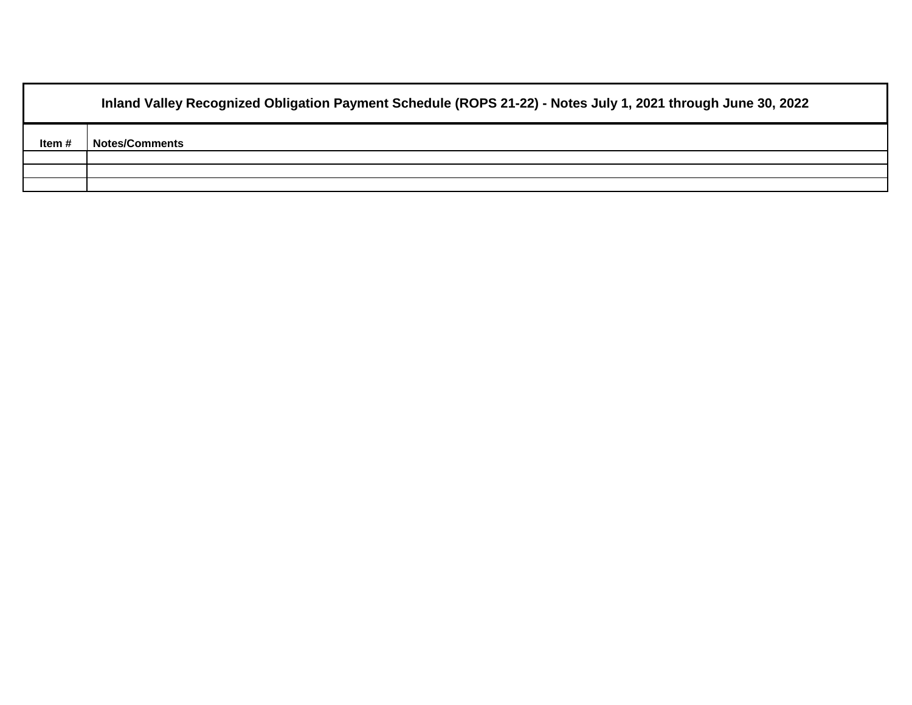## Inland Valley Recognized Obligation Payment Schedule (ROPS 21-22) - Notes July 1, 2021 through June 30, 2022

| Item # | Notes/Comments |
|---|---|
| | |
| | |
| | |